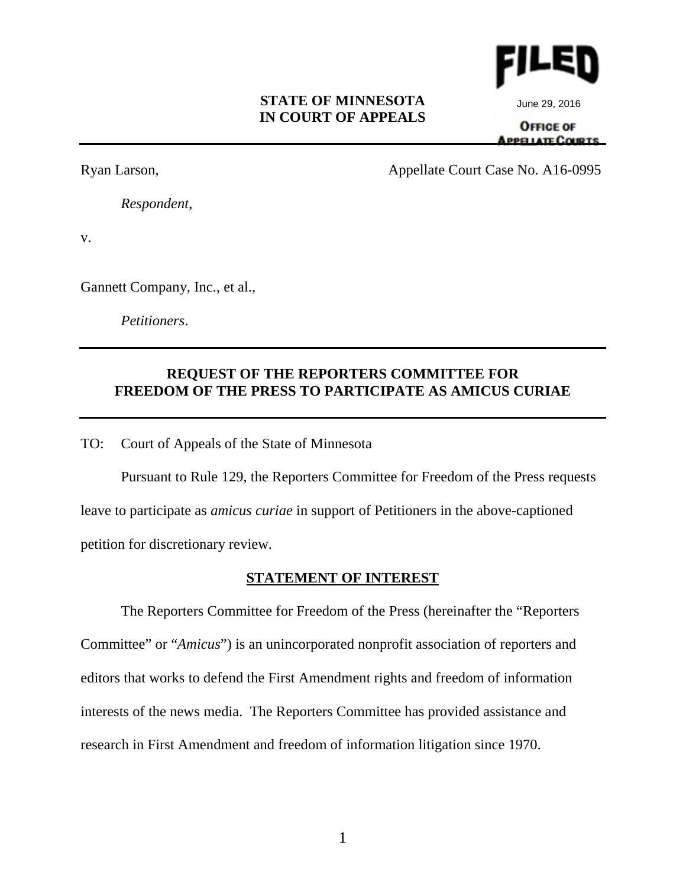FILED

June 29, 2016

OFFICE OF APPELLATE COURTS

**STATE OF MINNESOTA**
**IN COURT OF APPEALS**

Ryan Larson,

*Respondent*,

v.

Gannett Company, Inc., et al.,

*Petitioners*.

Appellate Court Case No. A16-0995

**REQUEST OF THE REPORTERS COMMITTEE FOR FREEDOM OF THE PRESS TO PARTICIPATE AS AMICUS CURIAE**

TO: Court of Appeals of the State of Minnesota

Pursuant to Rule 129, the Reporters Committee for Freedom of the Press requests leave to participate as *amicus curiae* in support of Petitioners in the above-captioned petition for discretionary review.

**STATEMENT OF INTEREST**

The Reporters Committee for Freedom of the Press (hereinafter the "Reporters Committee" or "*Amicus*") is an unincorporated nonprofit association of reporters and editors that works to defend the First Amendment rights and freedom of information interests of the news media. The Reporters Committee has provided assistance and research in First Amendment and freedom of information litigation since 1970.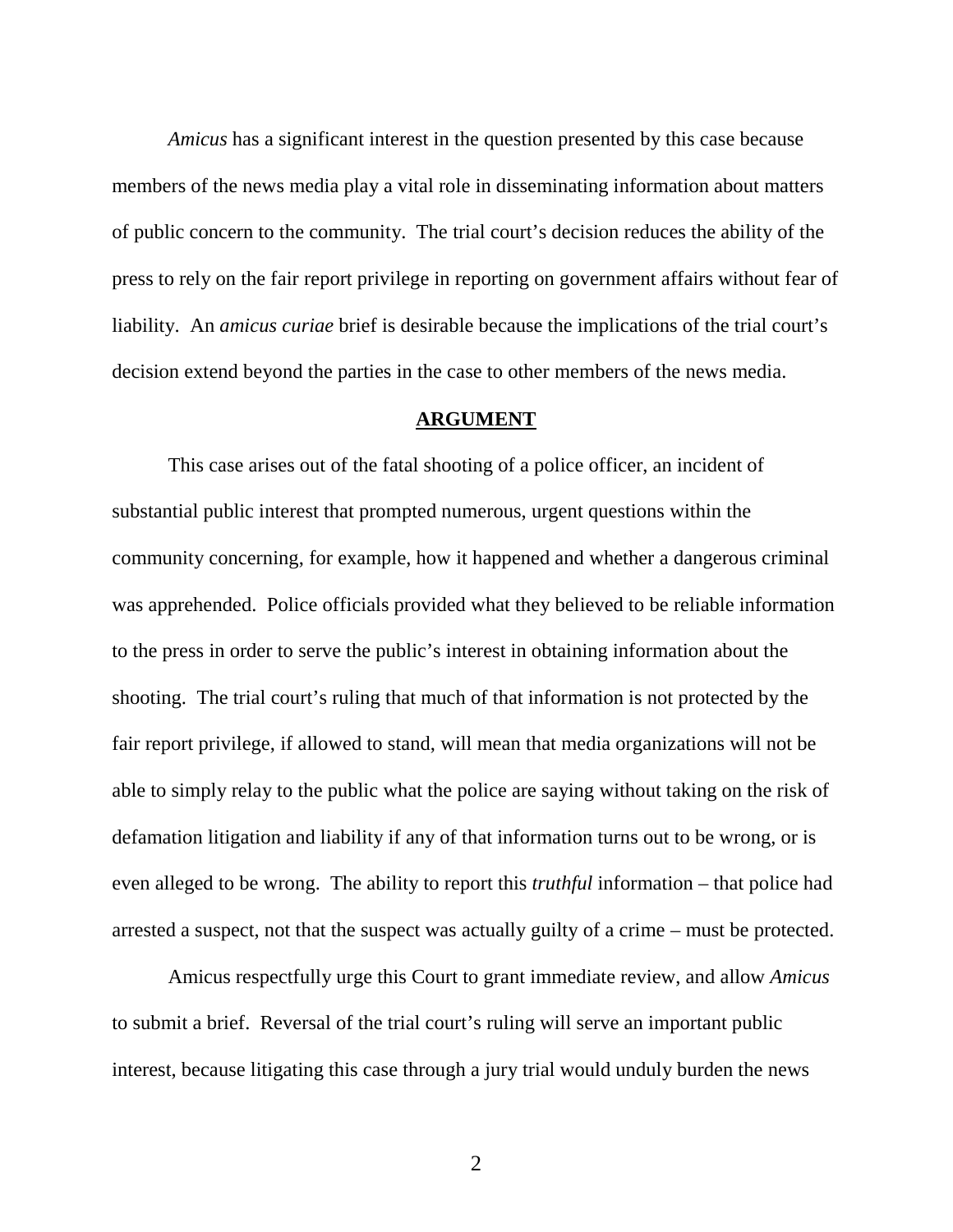*Amicus* has a significant interest in the question presented by this case because members of the news media play a vital role in disseminating information about matters of public concern to the community. The trial court's decision reduces the ability of the press to rely on the fair report privilege in reporting on government affairs without fear of liability. An *amicus curiae* brief is desirable because the implications of the trial court's decision extend beyond the parties in the case to other members of the news media.

## **ARGUMENT**

This case arises out of the fatal shooting of a police officer, an incident of substantial public interest that prompted numerous, urgent questions within the community concerning, for example, how it happened and whether a dangerous criminal was apprehended. Police officials provided what they believed to be reliable information to the press in order to serve the public's interest in obtaining information about the shooting. The trial court's ruling that much of that information is not protected by the fair report privilege, if allowed to stand, will mean that media organizations will not be able to simply relay to the public what the police are saying without taking on the risk of defamation litigation and liability if any of that information turns out to be wrong, or is even alleged to be wrong. The ability to report this *truthful* information – that police had arrested a suspect, not that the suspect was actually guilty of a crime – must be protected.

Amicus respectfully urge this Court to grant immediate review, and allow *Amicus* to submit a brief. Reversal of the trial court's ruling will serve an important public interest, because litigating this case through a jury trial would unduly burden the news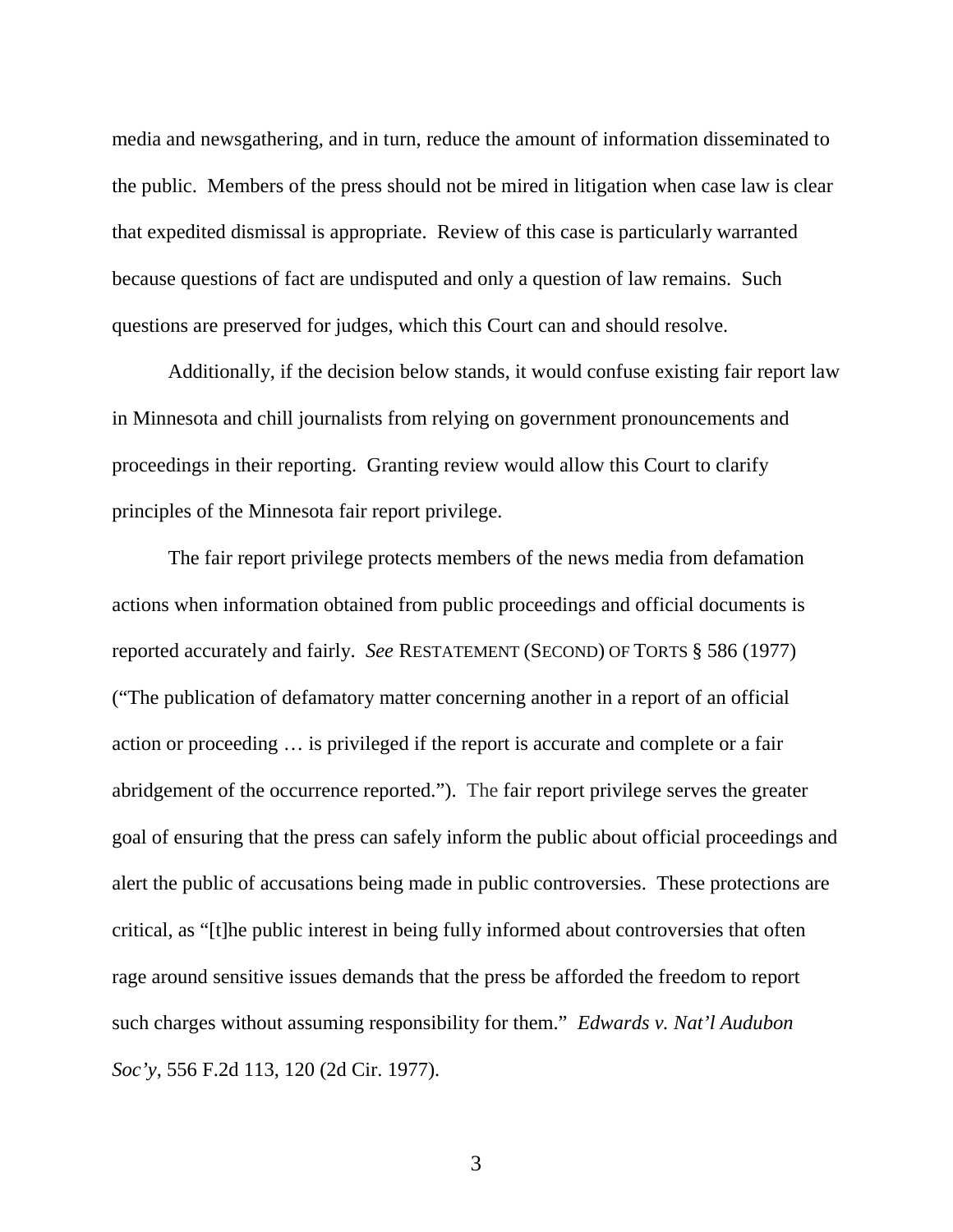media and newsgathering, and in turn, reduce the amount of information disseminated to the public. Members of the press should not be mired in litigation when case law is clear that expedited dismissal is appropriate. Review of this case is particularly warranted because questions of fact are undisputed and only a question of law remains. Such questions are preserved for judges, which this Court can and should resolve.

Additionally, if the decision below stands, it would confuse existing fair report law in Minnesota and chill journalists from relying on government pronouncements and proceedings in their reporting. Granting review would allow this Court to clarify principles of the Minnesota fair report privilege.

The fair report privilege protects members of the news media from defamation actions when information obtained from public proceedings and official documents is reported accurately and fairly. *See* RESTATEMENT (SECOND) OF TORTS § 586 (1977) ("The publication of defamatory matter concerning another in a report of an official action or proceeding … is privileged if the report is accurate and complete or a fair abridgement of the occurrence reported."). The fair report privilege serves the greater goal of ensuring that the press can safely inform the public about official proceedings and alert the public of accusations being made in public controversies. These protections are critical, as "[t]he public interest in being fully informed about controversies that often rage around sensitive issues demands that the press be afforded the freedom to report such charges without assuming responsibility for them." *Edwards v. Nat'l Audubon Soc'y*, 556 F.2d 113, 120 (2d Cir. 1977).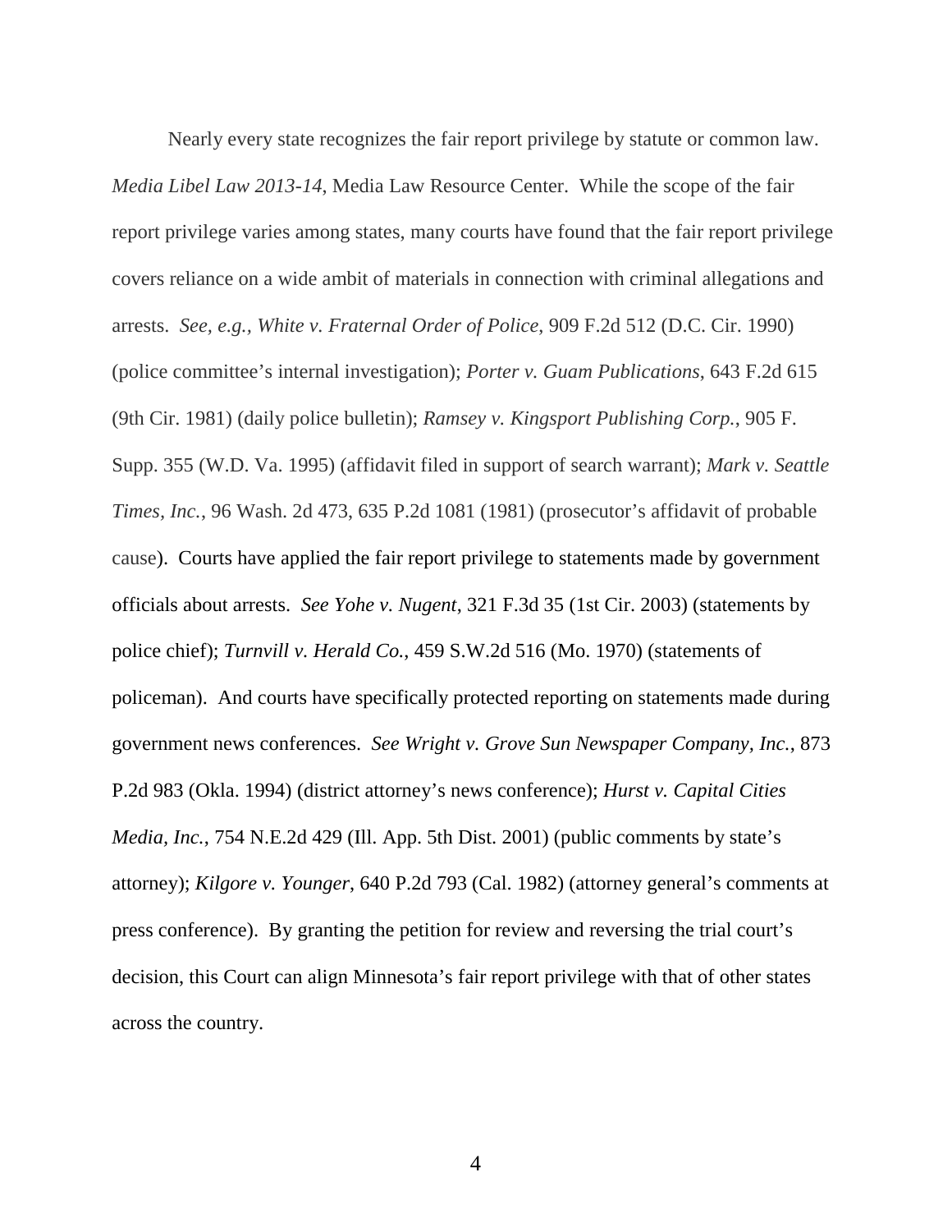Nearly every state recognizes the fair report privilege by statute or common law. *Media Libel Law 2013-14*, Media Law Resource Center. While the scope of the fair report privilege varies among states, many courts have found that the fair report privilege covers reliance on a wide ambit of materials in connection with criminal allegations and arrests. *See, e.g., White v. Fraternal Order of Police*, 909 F.2d 512 (D.C. Cir. 1990) (police committee's internal investigation); *Porter v. Guam Publications*, 643 F.2d 615 (9th Cir. 1981) (daily police bulletin); *Ramsey v. Kingsport Publishing Corp.*, 905 F. Supp. 355 (W.D. Va. 1995) (affidavit filed in support of search warrant); *Mark v. Seattle Times, Inc.*, 96 Wash. 2d 473, 635 P.2d 1081 (1981) (prosecutor's affidavit of probable cause). Courts have applied the fair report privilege to statements made by government officials about arrests. *See Yohe v. Nugent*, 321 F.3d 35 (1st Cir. 2003) (statements by police chief); *Turnvill v. Herald Co.*, 459 S.W.2d 516 (Mo. 1970) (statements of policeman). And courts have specifically protected reporting on statements made during government news conferences. *See Wright v. Grove Sun Newspaper Company, Inc.*, 873 P.2d 983 (Okla. 1994) (district attorney's news conference); *Hurst v. Capital Cities Media, Inc.*, 754 N.E.2d 429 (Ill. App. 5th Dist. 2001) (public comments by state's attorney); *Kilgore v. Younger*, 640 P.2d 793 (Cal. 1982) (attorney general's comments at press conference). By granting the petition for review and reversing the trial court's decision, this Court can align Minnesota's fair report privilege with that of other states across the country.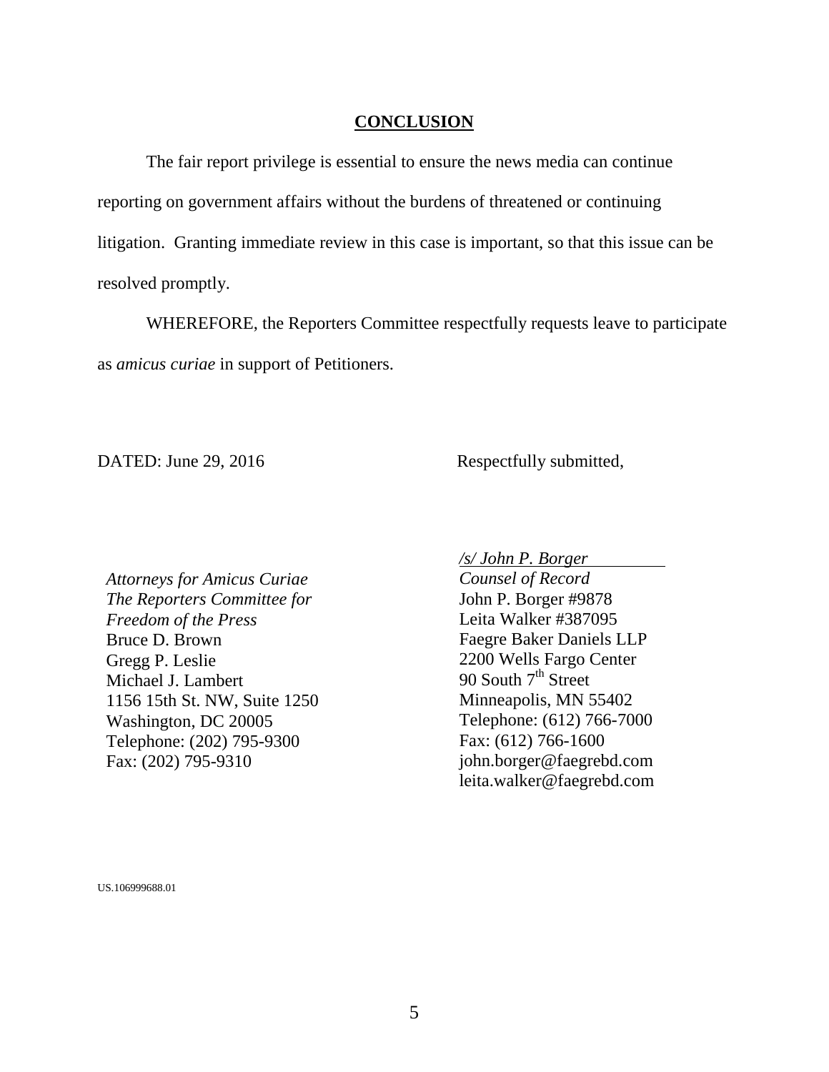## CONCLUSION

The fair report privilege is essential to ensure the news media can continue reporting on government affairs without the burdens of threatened or continuing litigation. Granting immediate review in this case is important, so that this issue can be resolved promptly.

WHEREFORE, the Reporters Committee respectfully requests leave to participate as *amicus curiae* in support of Petitioners.

DATED: June 29, 2016

Respectfully submitted,

*/s/ John P. Borger*
*Counsel of Record*
John P. Borger #9878
Leita Walker #387095
Faegre Baker Daniels LLP
2200 Wells Fargo Center
90 South 7th Street
Minneapolis, MN 55402
Telephone: (612) 766-7000
Fax: (612) 766-1600
john.borger@faegrebd.com
leita.walker@faegrebd.com

*Attorneys for Amicus Curiae*
*The Reporters Committee for Freedom of the Press*
Bruce D. Brown
Gregg P. Leslie
Michael J. Lambert
1156 15th St. NW, Suite 1250
Washington, DC 20005
Telephone: (202) 795-9300
Fax: (202) 795-9310

US.106999688.01